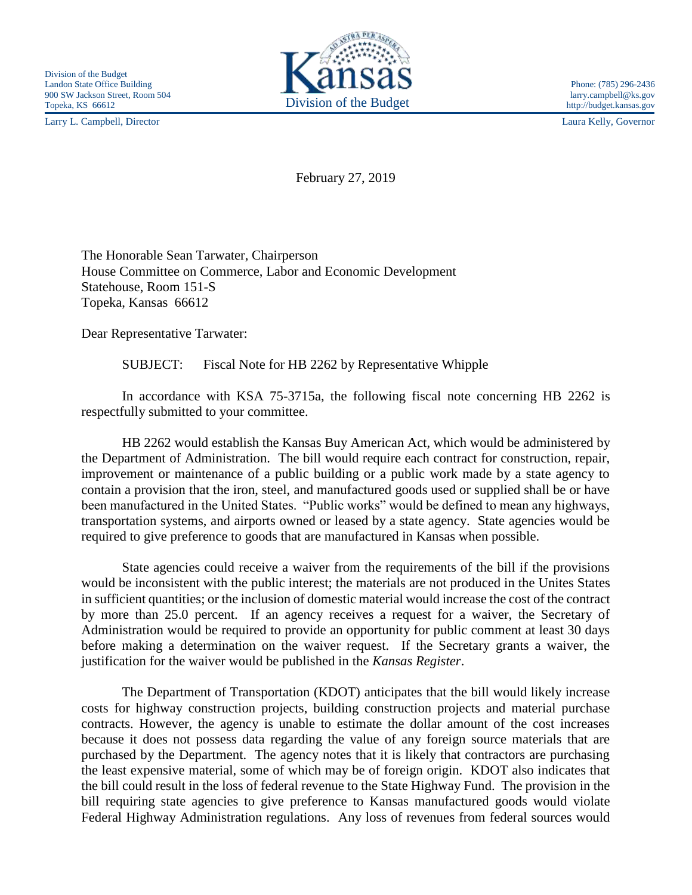Division of the Budget
Landon State Office Building
900 SW Jackson Street, Room 504
Topeka, KS 66612

Phone: (785) 296-2436
larry.campbell@ks.gov
http://budget.kansas.gov

Kansas
Division of the Budget

Larry L. Campbell, Director

Laura Kelly, Governor

February 27, 2019

The Honorable Sean Tarwater, Chairperson
House Committee on Commerce, Labor and Economic Development
Statehouse, Room 151-S
Topeka, Kansas 66612

Dear Representative Tarwater:

SUBJECT: Fiscal Note for HB 2262 by Representative Whipple

In accordance with KSA 75-3715a, the following fiscal note concerning HB 2262 is respectfully submitted to your committee.

HB 2262 would establish the Kansas Buy American Act, which would be administered by the Department of Administration. The bill would require each contract for construction, repair, improvement or maintenance of a public building or a public work made by a state agency to contain a provision that the iron, steel, and manufactured goods used or supplied shall be or have been manufactured in the United States. "Public works" would be defined to mean any highways, transportation systems, and airports owned or leased by a state agency. State agencies would be required to give preference to goods that are manufactured in Kansas when possible.

State agencies could receive a waiver from the requirements of the bill if the provisions would be inconsistent with the public interest; the materials are not produced in the Unites States in sufficient quantities; or the inclusion of domestic material would increase the cost of the contract by more than 25.0 percent. If an agency receives a request for a waiver, the Secretary of Administration would be required to provide an opportunity for public comment at least 30 days before making a determination on the waiver request. If the Secretary grants a waiver, the justification for the waiver would be published in the *Kansas Register*.

The Department of Transportation (KDOT) anticipates that the bill would likely increase costs for highway construction projects, building construction projects and material purchase contracts. However, the agency is unable to estimate the dollar amount of the cost increases because it does not possess data regarding the value of any foreign source materials that are purchased by the Department. The agency notes that it is likely that contractors are purchasing the least expensive material, some of which may be of foreign origin. KDOT also indicates that the bill could result in the loss of federal revenue to the State Highway Fund. The provision in the bill requiring state agencies to give preference to Kansas manufactured goods would violate Federal Highway Administration regulations. Any loss of revenues from federal sources would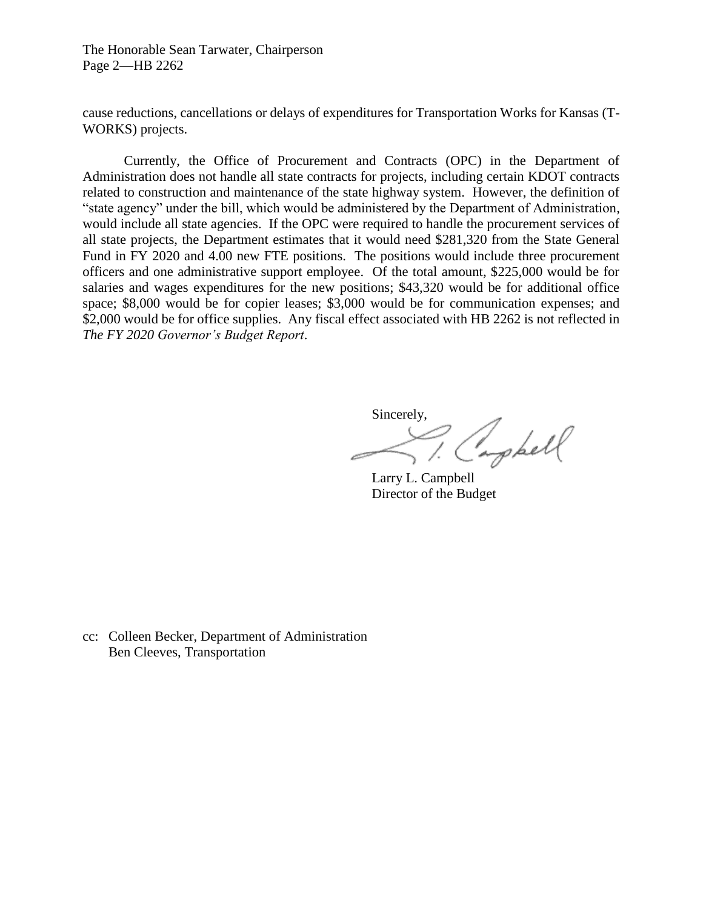cause reductions, cancellations or delays of expenditures for Transportation Works for Kansas (T-WORKS) projects.

Currently, the Office of Procurement and Contracts (OPC) in the Department of Administration does not handle all state contracts for projects, including certain KDOT contracts related to construction and maintenance of the state highway system. However, the definition of "state agency" under the bill, which would be administered by the Department of Administration, would include all state agencies. If the OPC were required to handle the procurement services of all state projects, the Department estimates that it would need $281,320 from the State General Fund in FY 2020 and 4.00 new FTE positions. The positions would include three procurement officers and one administrative support employee. Of the total amount, $225,000 would be for salaries and wages expenditures for the new positions; $43,320 would be for additional office space; $8,000 would be for copier leases; $3,000 would be for communication expenses; and $2,000 would be for office supplies. Any fiscal effect associated with HB 2262 is not reflected in *The FY 2020 Governor's Budget Report*.

Sincerely,

Larry L. Campbell
Director of the Budget

cc: Colleen Becker, Department of Administration
Ben Cleeves, Transportation